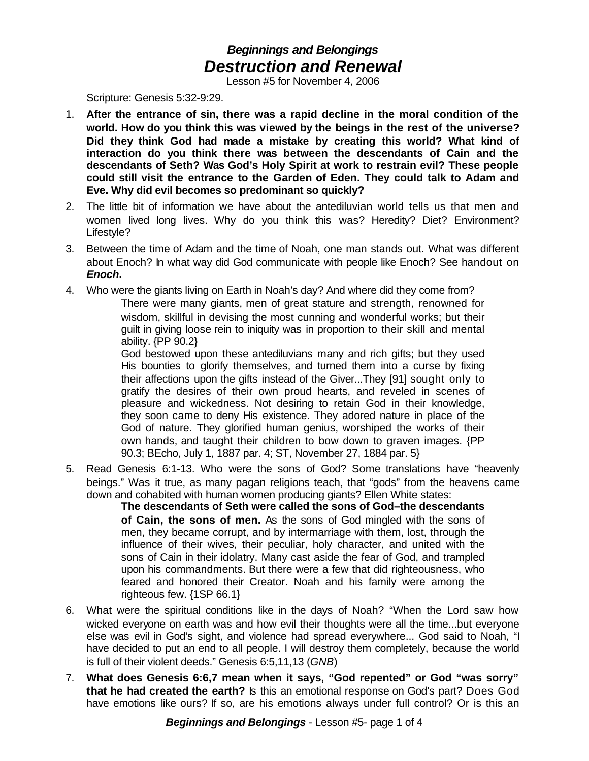# *Beginnings and Belongings*
# *Destruction and Renewal*

Lesson #5 for November 4, 2006

Scripture: Genesis 5:32-9:29.

1. **After the entrance of sin, there was a rapid decline in the moral condition of the world. How do you think this was viewed by the beings in the rest of the universe? Did they think God had made a mistake by creating this world? What kind of interaction do you think there was between the descendants of Cain and the descendants of Seth? Was God's Holy Spirit at work to restrain evil? These people could still visit the entrance to the Garden of Eden. They could talk to Adam and Eve. Why did evil becomes so predominant so quickly?**

2. The little bit of information we have about the antediluvian world tells us that men and women lived long lives. Why do you think this was? Heredity? Diet? Environment? Lifestyle?

3. Between the time of Adam and the time of Noah, one man stands out. What was different about Enoch? In what way did God communicate with people like Enoch? See handout on ***Enoch*****.**

4. Who were the giants living on Earth in Noah's day? And where did they come from?

   > There were many giants, men of great stature and strength, renowned for wisdom, skillful in devising the most cunning and wonderful works; but their guilt in giving loose rein to iniquity was in proportion to their skill and mental ability. {PP 90.2}
   >
   > God bestowed upon these antediluvians many and rich gifts; but they used His bounties to glorify themselves, and turned them into a curse by fixing their affections upon the gifts instead of the Giver...They [91] sought only to gratify the desires of their own proud hearts, and reveled in scenes of pleasure and wickedness. Not desiring to retain God in their knowledge, they soon came to deny His existence. They adored nature in place of the God of nature. They glorified human genius, worshiped the works of their own hands, and taught their children to bow down to graven images. {PP 90.3; BEcho, July 1, 1887 par. 4; ST, November 27, 1884 par. 5}

5. Read Genesis 6:1-13. Who were the sons of God? Some translations have "heavenly beings." Was it true, as many pagan religions teach, that "gods" from the heavens came down and cohabited with human women producing giants? Ellen White states:

   > **The descendants of Seth were called the sons of God–the descendants of Cain, the sons of men.** As the sons of God mingled with the sons of men, they became corrupt, and by intermarriage with them, lost, through the influence of their wives, their peculiar, holy character, and united with the sons of Cain in their idolatry. Many cast aside the fear of God, and trampled upon his commandments. But there were a few that did righteousness, who feared and honored their Creator. Noah and his family were among the righteous few. {1SP 66.1}

6. What were the spiritual conditions like in the days of Noah? "When the Lord saw how wicked everyone on earth was and how evil their thoughts were all the time...but everyone else was evil in God's sight, and violence had spread everywhere... God said to Noah, "I have decided to put an end to all people. I will destroy them completely, because the world is full of their violent deeds." Genesis 6:5,11,13 (*GNB*)

7. **What does Genesis 6:6,7 mean when it says, "God repented" or God "was sorry" that he had created the earth?** Is this an emotional response on God's part? Does God have emotions like ours? If so, are his emotions always under full control? Or is this an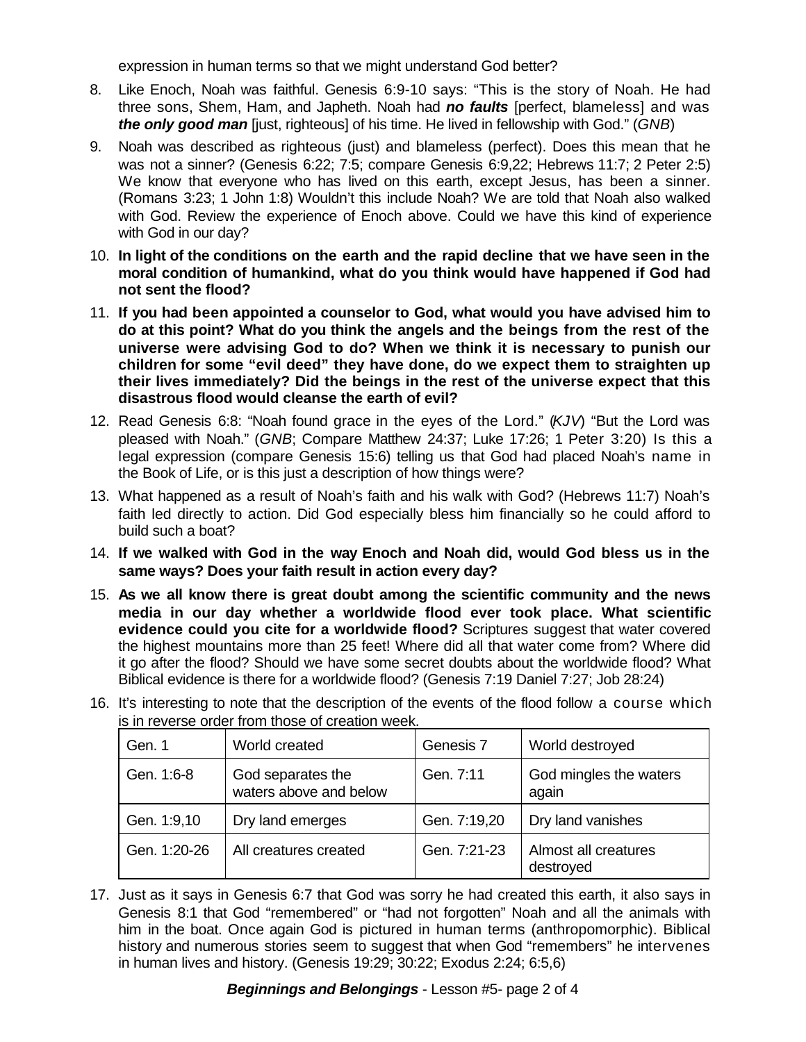expression in human terms so that we might understand God better?

8. Like Enoch, Noah was faithful. Genesis 6:9-10 says: "This is the story of Noah. He had three sons, Shem, Ham, and Japheth. Noah had ***no faults*** [perfect, blameless] and was ***the only good man*** [just, righteous] of his time. He lived in fellowship with God." (*GNB*)

9. Noah was described as righteous (just) and blameless (perfect). Does this mean that he was not a sinner? (Genesis 6:22; 7:5; compare Genesis 6:9,22; Hebrews 11:7; 2 Peter 2:5) We know that everyone who has lived on this earth, except Jesus, has been a sinner. (Romans 3:23; 1 John 1:8) Wouldn't this include Noah? We are told that Noah also walked with God. Review the experience of Enoch above. Could we have this kind of experience with God in our day?

10. **In light of the conditions on the earth and the rapid decline that we have seen in the moral condition of humankind, what do you think would have happened if God had not sent the flood?**

11. **If you had been appointed a counselor to God, what would you have advised him to do at this point? What do you think the angels and the beings from the rest of the universe were advising God to do? When we think it is necessary to punish our children for some "evil deed" they have done, do we expect them to straighten up their lives immediately? Did the beings in the rest of the universe expect that this disastrous flood would cleanse the earth of evil?**

12. Read Genesis 6:8: "Noah found grace in the eyes of the Lord." (*KJV*) "But the Lord was pleased with Noah." (*GNB*; Compare Matthew 24:37; Luke 17:26; 1 Peter 3:20) Is this a legal expression (compare Genesis 15:6) telling us that God had placed Noah's name in the Book of Life, or is this just a description of how things were?

13. What happened as a result of Noah's faith and his walk with God? (Hebrews 11:7) Noah's faith led directly to action. Did God especially bless him financially so he could afford to build such a boat?

14. **If we walked with God in the way Enoch and Noah did, would God bless us in the same ways? Does your faith result in action every day?**

15. **As we all know there is great doubt among the scientific community and the news media in our day whether a worldwide flood ever took place. What scientific evidence could you cite for a worldwide flood?** Scriptures suggest that water covered the highest mountains more than 25 feet! Where did all that water come from? Where did it go after the flood? Should we have some secret doubts about the worldwide flood? What Biblical evidence is there for a worldwide flood? (Genesis 7:19 Daniel 7:27; Job 28:24)

16. It's interesting to note that the description of the events of the flood follow a course which is in reverse order from those of creation week.

| Gen. 1 | World created | Genesis 7 | World destroyed |
|---|---|---|---|
| Gen. 1:6-8 | God separates the waters above and below | Gen. 7:11 | God mingles the waters again |
| Gen. 1:9,10 | Dry land emerges | Gen. 7:19,20 | Dry land vanishes |
| Gen. 1:20-26 | All creatures created | Gen. 7:21-23 | Almost all creatures destroyed |

17. Just as it says in Genesis 6:7 that God was sorry he had created this earth, it also says in Genesis 8:1 that God "remembered" or "had not forgotten" Noah and all the animals with him in the boat. Once again God is pictured in human terms (anthropomorphic). Biblical history and numerous stories seem to suggest that when God "remembers" he intervenes in human lives and history. (Genesis 19:29; 30:22; Exodus 2:24; 6:5,6)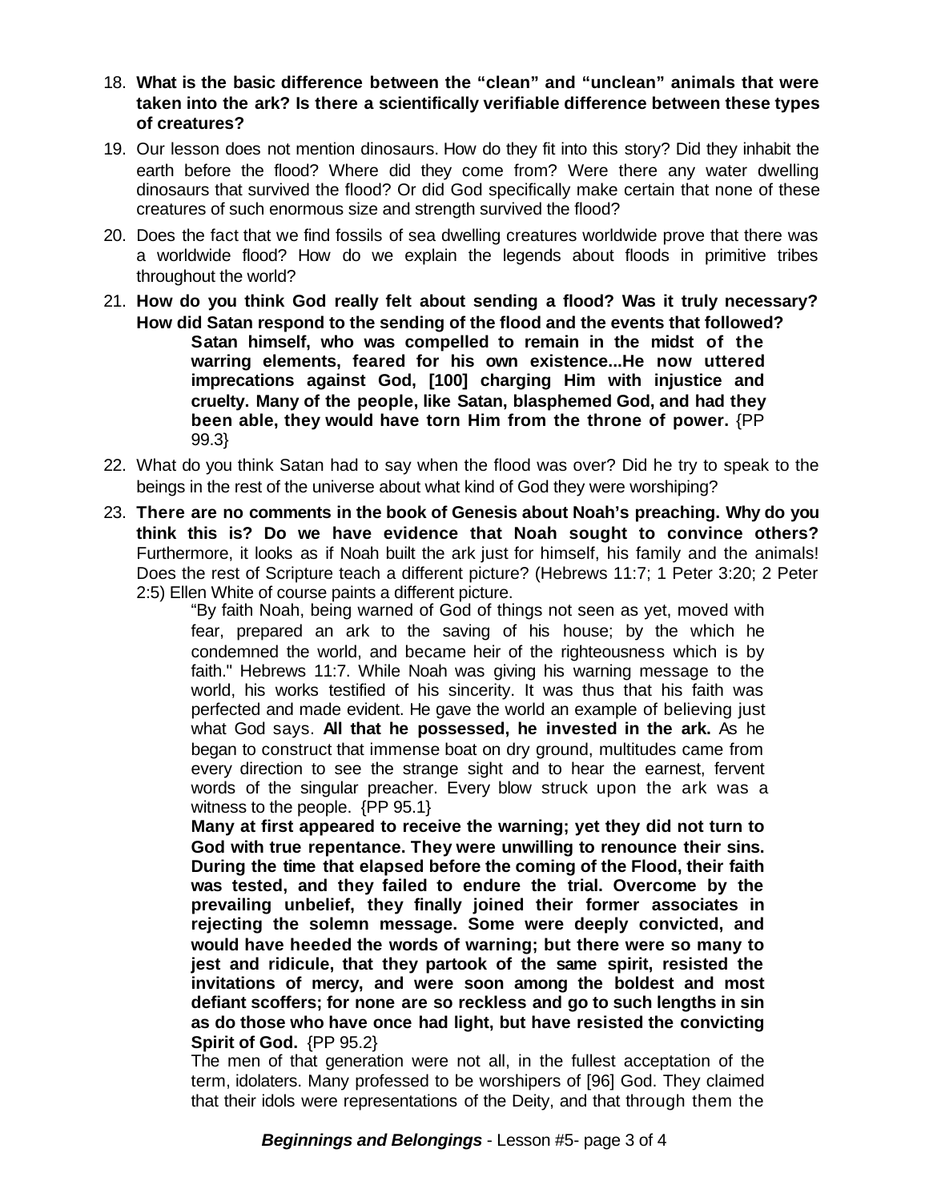18. **What is the basic difference between the "clean" and "unclean" animals that were taken into the ark? Is there a scientifically verifiable difference between these types of creatures?**

19. Our lesson does not mention dinosaurs. How do they fit into this story? Did they inhabit the earth before the flood? Where did they come from? Were there any water dwelling dinosaurs that survived the flood? Or did God specifically make certain that none of these creatures of such enormous size and strength survived the flood?

20. Does the fact that we find fossils of sea dwelling creatures worldwide prove that there was a worldwide flood? How do we explain the legends about floods in primitive tribes throughout the world?

21. **How do you think God really felt about sending a flood? Was it truly necessary? How did Satan respond to the sending of the flood and the events that followed?**

    > **Satan himself, who was compelled to remain in the midst of the warring elements, feared for his own existence...He now uttered imprecations against God, [100] charging Him with injustice and cruelty. Many of the people, like Satan, blasphemed God, and had they been able, they would have torn Him from the throne of power.** {PP 99.3}

22. What do you think Satan had to say when the flood was over? Did he try to speak to the beings in the rest of the universe about what kind of God they were worshiping?

23. **There are no comments in the book of Genesis about Noah's preaching. Why do you think this is? Do we have evidence that Noah sought to convince others?** Furthermore, it looks as if Noah built the ark just for himself, his family and the animals! Does the rest of Scripture teach a different picture? (Hebrews 11:7; 1 Peter 3:20; 2 Peter 2:5) Ellen White of course paints a different picture.

    > "By faith Noah, being warned of God of things not seen as yet, moved with fear, prepared an ark to the saving of his house; by the which he condemned the world, and became heir of the righteousness which is by faith." Hebrews 11:7. While Noah was giving his warning message to the world, his works testified of his sincerity. It was thus that his faith was perfected and made evident. He gave the world an example of believing just what God says. **All that he possessed, he invested in the ark.** As he began to construct that immense boat on dry ground, multitudes came from every direction to see the strange sight and to hear the earnest, fervent words of the singular preacher. Every blow struck upon the ark was a witness to the people. {PP 95.1}
    >
    > **Many at first appeared to receive the warning; yet they did not turn to God with true repentance. They were unwilling to renounce their sins. During the time that elapsed before the coming of the Flood, their faith was tested, and they failed to endure the trial. Overcome by the prevailing unbelief, they finally joined their former associates in rejecting the solemn message. Some were deeply convicted, and would have heeded the words of warning; but there were so many to jest and ridicule, that they partook of the same spirit, resisted the invitations of mercy, and were soon among the boldest and most defiant scoffers; for none are so reckless and go to such lengths in sin as do those who have once had light, but have resisted the convicting Spirit of God.** {PP 95.2}
    >
    > The men of that generation were not all, in the fullest acceptation of the term, idolaters. Many professed to be worshipers of [96] God. They claimed that their idols were representations of the Deity, and that through them the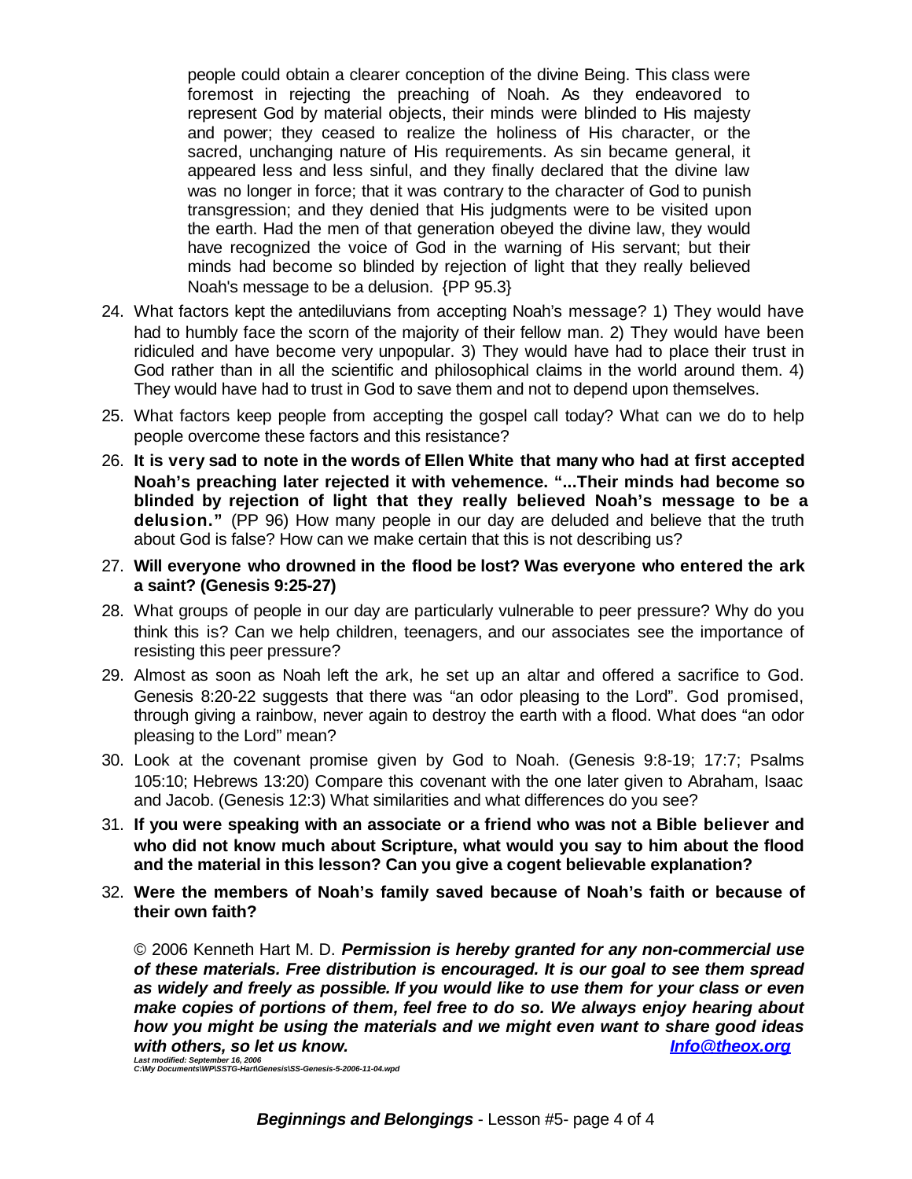people could obtain a clearer conception of the divine Being. This class were foremost in rejecting the preaching of Noah. As they endeavored to represent God by material objects, their minds were blinded to His majesty and power; they ceased to realize the holiness of His character, or the sacred, unchanging nature of His requirements. As sin became general, it appeared less and less sinful, and they finally declared that the divine law was no longer in force; that it was contrary to the character of God to punish transgression; and they denied that His judgments were to be visited upon the earth. Had the men of that generation obeyed the divine law, they would have recognized the voice of God in the warning of His servant; but their minds had become so blinded by rejection of light that they really believed Noah's message to be a delusion. {PP 95.3}

24. What factors kept the antediluvians from accepting Noah's message? 1) They would have had to humbly face the scorn of the majority of their fellow man. 2) They would have been ridiculed and have become very unpopular. 3) They would have had to place their trust in God rather than in all the scientific and philosophical claims in the world around them. 4) They would have had to trust in God to save them and not to depend upon themselves.
25. What factors keep people from accepting the gospel call today? What can we do to help people overcome these factors and this resistance?
26. **It is very sad to note in the words of Ellen White that many who had at first accepted Noah's preaching later rejected it with vehemence. "...Their minds had become so blinded by rejection of light that they really believed Noah's message to be a delusion."** (PP 96) How many people in our day are deluded and believe that the truth about God is false? How can we make certain that this is not describing us?
27. **Will everyone who drowned in the flood be lost? Was everyone who entered the ark a saint? (Genesis 9:25-27)**
28. What groups of people in our day are particularly vulnerable to peer pressure? Why do you think this is? Can we help children, teenagers, and our associates see the importance of resisting this peer pressure?
29. Almost as soon as Noah left the ark, he set up an altar and offered a sacrifice to God. Genesis 8:20-22 suggests that there was "an odor pleasing to the Lord". God promised, through giving a rainbow, never again to destroy the earth with a flood. What does "an odor pleasing to the Lord" mean?
30. Look at the covenant promise given by God to Noah. (Genesis 9:8-19; 17:7; Psalms 105:10; Hebrews 13:20) Compare this covenant with the one later given to Abraham, Isaac and Jacob. (Genesis 12:3) What similarities and what differences do you see?
31. **If you were speaking with an associate or a friend who was not a Bible believer and who did not know much about Scripture, what would you say to him about the flood and the material in this lesson? Can you give a cogent believable explanation?**
32. **Were the members of Noah's family saved because of Noah's faith or because of their own faith?**

© 2006 Kenneth Hart M. D. ***Permission is hereby granted for any non-commercial use of these materials. Free distribution is encouraged. It is our goal to see them spread as widely and freely as possible. If you would like to use them for your class or even make copies of portions of them, feel free to do so. We always enjoy hearing about how you might be using the materials and we might even want to share good ideas with others, so let us know.*** ***Info@theox.org***

***Last modified: September 16, 2006***
***C:\My Documents\WP\SSTG-Hart\Genesis\SS-Genesis-5-2006-11-04.wpd***